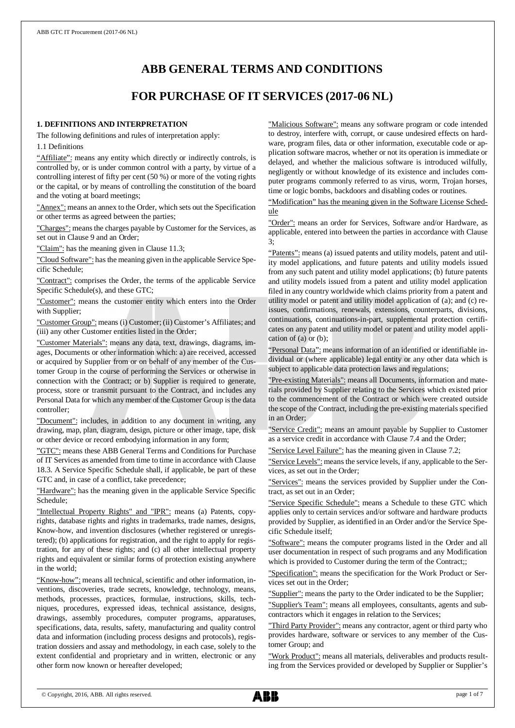# ABB GENERAL TERMS AND CONDITIONS

# FOR PURCHASE OF IT SERVICES (2017-06 NL)

## 1. DEFINITIONS AND INTERPRETATION

The following definitions and rules of interpretation apply:

1.1 Definitions

"Affiliate": means any entity which directly or indirectly controls, is controlled by, or is under common control with a party, by virtue of a controlling interest of fifty per cent (50 %) or more of the voting rights or the capital, or by means of controlling the constitution of the board and the voting at board meetings;

"Annex": means an annex to the Order, which sets out the Specification or other terms as agreed between the parties;

"Charges": means the charges payable by Customer for the Services, as set out in Clause 9 and an Order;

"Claim": has the meaning given in Clause 11.3;

"Cloud Software": has the meaning given in the applicable Service Specific Schedule;

"Contract": comprises the Order, the terms of the applicable Service Specific Schedule(s), and these GTC;

"Customer": means the customer entity which enters into the Order with Supplier;

"Customer Group": means (i) Customer; (ii) Customer's Affiliates; and (iii) any other Customer entities listed in the Order;

"Customer Materials": means any data, text, drawings, diagrams, images, Documents or other information which: a) are received, accessed or acquired by Supplier from or on behalf of any member of the Customer Group in the course of performing the Services or otherwise in connection with the Contract; or b) Supplier is required to generate, process, store or transmit pursuant to the Contract, and includes any Personal Data for which any member of the Customer Group is the data controller;

"Document": includes, in addition to any document in writing, any drawing, map, plan, diagram, design, picture or other image, tape, disk or other device or record embodying information in any form;

"GTC": means these ABB General Terms and Conditions for Purchase of IT Services as amended from time to time in accordance with Clause 18.3. A Service Specific Schedule shall, if applicable, be part of these GTC and, in case of a conflict, take precedence;

"Hardware": has the meaning given in the applicable Service Specific Schedule;

"Intellectual Property Rights" and "IPR": means (a) Patents, copyrights, database rights and rights in trademarks, trade names, designs, Know-how, and invention disclosures (whether registered or unregistered); (b) applications for registration, and the right to apply for registration, for any of these rights; and (c) all other intellectual property rights and equivalent or similar forms of protection existing anywhere in the world;

"Know-how": means all technical, scientific and other information, inventions, discoveries, trade secrets, knowledge, technology, means, methods, processes, practices, formulae, instructions, skills, techniques, procedures, expressed ideas, technical assistance, designs, drawings, assembly procedures, computer programs, apparatuses, specifications, data, results, safety, manufacturing and quality control data and information (including process designs and protocols), registration dossiers and assay and methodology, in each case, solely to the extent confidential and proprietary and in written, electronic or any other form now known or hereafter developed;

"Malicious Software": means any software program or code intended to destroy, interfere with, corrupt, or cause undesired effects on hardware, program files, data or other information, executable code or application software macros, whether or not its operation is immediate or delayed, and whether the malicious software is introduced wilfully, negligently or without knowledge of its existence and includes computer programs commonly referred to as virus, worm, Trojan horses, time or logic bombs, backdoors and disabling codes or routines.

"Modification" has the meaning given in the Software License Schedule

"Order": means an order for Services, Software and/or Hardware, as applicable, entered into between the parties in accordance with Clause 3;

"Patents": means (a) issued patents and utility models, patent and utility model applications, and future patents and utility models issued from any such patent and utility model applications; (b) future patents and utility models issued from a patent and utility model application filed in any country worldwide which claims priority from a patent and utility model or patent and utility model application of (a); and (c) reissues, confirmations, renewals, extensions, counterparts, divisions, continuations, continuations-in-part, supplemental protection certificates on any patent and utility model or patent and utility model application of (a) or (b);

"Personal Data": means information of an identified or identifiable individual or (where applicable) legal entity or any other data which is subject to applicable data protection laws and regulations;

"Pre-existing Materials": means all Documents, information and materials provided by Supplier relating to the Services which existed prior to the commencement of the Contract or which were created outside the scope of the Contract, including the pre-existing materials specified in an Order;

"Service Credit": means an amount payable by Supplier to Customer as a service credit in accordance with Clause 7.4 and the Order;

"Service Level Failure": has the meaning given in Clause 7.2;

"Service Levels": means the service levels, if any, applicable to the Services, as set out in the Order;

"Services": means the services provided by Supplier under the Contract, as set out in an Order;

"Service Specific Schedule": means a Schedule to these GTC which applies only to certain services and/or software and hardware products provided by Supplier, as identified in an Order and/or the Service Specific Schedule itself;

"Software": means the computer programs listed in the Order and all user documentation in respect of such programs and any Modification which is provided to Customer during the term of the Contract;;

"Specification": means the specification for the Work Product or Services set out in the Order;

"Supplier": means the party to the Order indicated to be the Supplier;

"Supplier's Team": means all employees, consultants, agents and subcontractors which it engages in relation to the Services;

"Third Party Provider": means any contractor, agent or third party who provides hardware, software or services to any member of the Customer Group; and

"Work Product": means all materials, deliverables and products resulting from the Services provided or developed by Supplier or Supplier's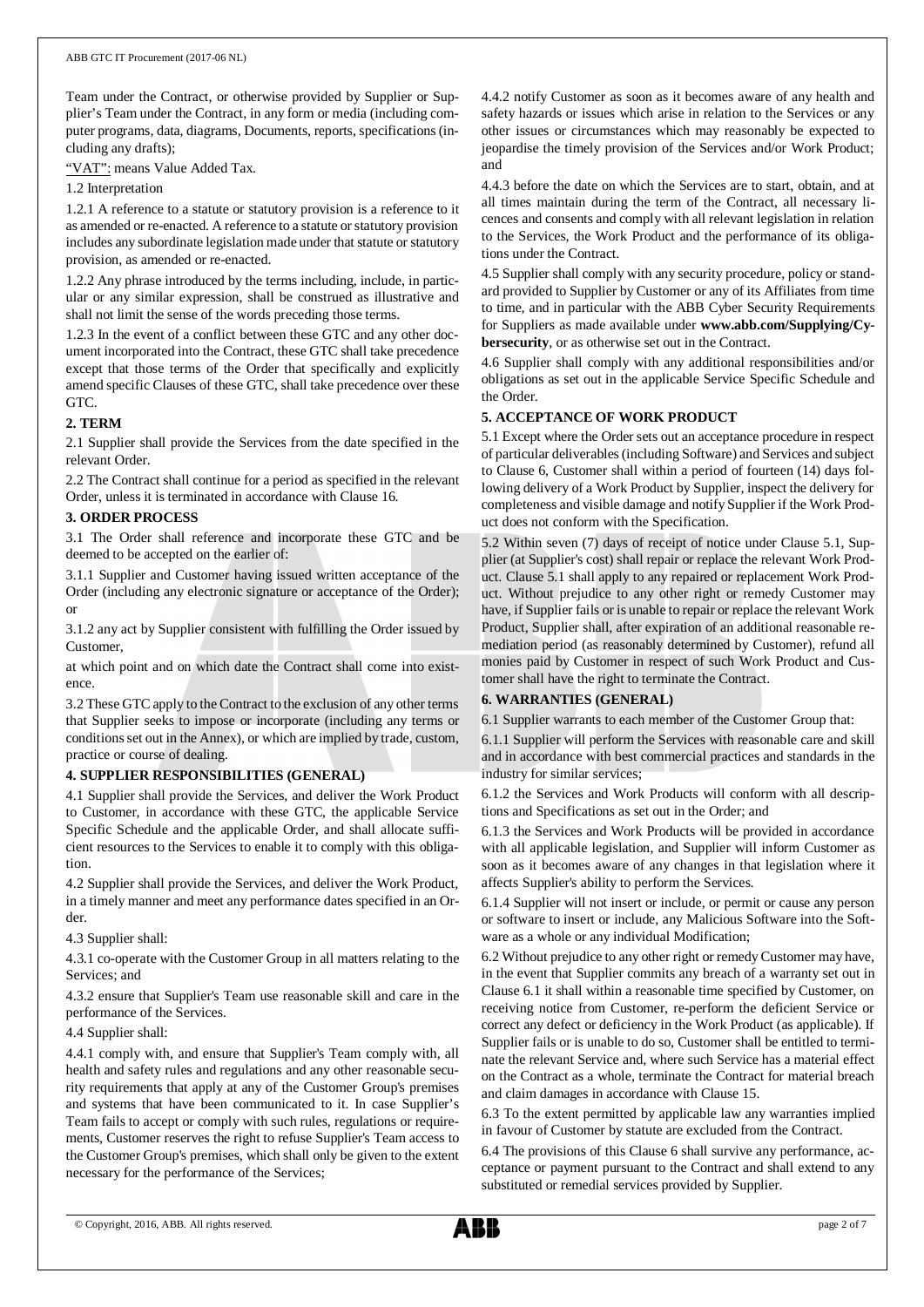Team under the Contract, or otherwise provided by Supplier or Supplier's Team under the Contract, in any form or media (including computer programs, data, diagrams, Documents, reports, specifications (including any drafts);

"VAT": means Value Added Tax.

1.2 Interpretation

1.2.1 A reference to a statute or statutory provision is a reference to it as amended or re-enacted. A reference to a statute or statutory provision includes any subordinate legislation made under that statute or statutory provision, as amended or re-enacted.

1.2.2 Any phrase introduced by the terms including, include, in particular or any similar expression, shall be construed as illustrative and shall not limit the sense of the words preceding those terms.

1.2.3 In the event of a conflict between these GTC and any other document incorporated into the Contract, these GTC shall take precedence except that those terms of the Order that specifically and explicitly amend specific Clauses of these GTC, shall take precedence over these GTC.

**2. TERM**

2.1 Supplier shall provide the Services from the date specified in the relevant Order.

2.2 The Contract shall continue for a period as specified in the relevant Order, unless it is terminated in accordance with Clause 16.

**3. ORDER PROCESS**

3.1 The Order shall reference and incorporate these GTC and be deemed to be accepted on the earlier of:

3.1.1 Supplier and Customer having issued written acceptance of the Order (including any electronic signature or acceptance of the Order); or

3.1.2 any act by Supplier consistent with fulfilling the Order issued by Customer,

at which point and on which date the Contract shall come into existence.

3.2 These GTC apply to the Contract to the exclusion of any other terms that Supplier seeks to impose or incorporate (including any terms or conditions set out in the Annex), or which are implied by trade, custom, practice or course of dealing.

**4. SUPPLIER RESPONSIBILITIES (GENERAL)**

4.1 Supplier shall provide the Services, and deliver the Work Product to Customer, in accordance with these GTC, the applicable Service Specific Schedule and the applicable Order, and shall allocate sufficient resources to the Services to enable it to comply with this obligation.

4.2 Supplier shall provide the Services, and deliver the Work Product, in a timely manner and meet any performance dates specified in an Order.

4.3 Supplier shall:

4.3.1 co-operate with the Customer Group in all matters relating to the Services; and

4.3.2 ensure that Supplier's Team use reasonable skill and care in the performance of the Services.

4.4 Supplier shall:

4.4.1 comply with, and ensure that Supplier's Team comply with, all health and safety rules and regulations and any other reasonable security requirements that apply at any of the Customer Group's premises and systems that have been communicated to it. In case Supplier's Team fails to accept or comply with such rules, regulations or requirements, Customer reserves the right to refuse Supplier's Team access to the Customer Group's premises, which shall only be given to the extent necessary for the performance of the Services;

4.4.2 notify Customer as soon as it becomes aware of any health and safety hazards or issues which arise in relation to the Services or any other issues or circumstances which may reasonably be expected to jeopardise the timely provision of the Services and/or Work Product; and

4.4.3 before the date on which the Services are to start, obtain, and at all times maintain during the term of the Contract, all necessary licences and consents and comply with all relevant legislation in relation to the Services, the Work Product and the performance of its obligations under the Contract.

4.5 Supplier shall comply with any security procedure, policy or standard provided to Supplier by Customer or any of its Affiliates from time to time, and in particular with the ABB Cyber Security Requirements for Suppliers as made available under **www.abb.com/Supplying/Cybersecurity**, or as otherwise set out in the Contract.

4.6 Supplier shall comply with any additional responsibilities and/or obligations as set out in the applicable Service Specific Schedule and the Order.

**5. ACCEPTANCE OF WORK PRODUCT**

5.1 Except where the Order sets out an acceptance procedure in respect of particular deliverables (including Software) and Services and subject to Clause 6, Customer shall within a period of fourteen (14) days following delivery of a Work Product by Supplier, inspect the delivery for completeness and visible damage and notify Supplier if the Work Product does not conform with the Specification.

5.2 Within seven (7) days of receipt of notice under Clause 5.1, Supplier (at Supplier's cost) shall repair or replace the relevant Work Product. Clause 5.1 shall apply to any repaired or replacement Work Product. Without prejudice to any other right or remedy Customer may have, if Supplier fails or is unable to repair or replace the relevant Work Product, Supplier shall, after expiration of an additional reasonable remediation period (as reasonably determined by Customer), refund all monies paid by Customer in respect of such Work Product and Customer shall have the right to terminate the Contract.

**6. WARRANTIES (GENERAL)**

6.1 Supplier warrants to each member of the Customer Group that:

6.1.1 Supplier will perform the Services with reasonable care and skill and in accordance with best commercial practices and standards in the industry for similar services;

6.1.2 the Services and Work Products will conform with all descriptions and Specifications as set out in the Order; and

6.1.3 the Services and Work Products will be provided in accordance with all applicable legislation, and Supplier will inform Customer as soon as it becomes aware of any changes in that legislation where it affects Supplier's ability to perform the Services.

6.1.4 Supplier will not insert or include, or permit or cause any person or software to insert or include, any Malicious Software into the Software as a whole or any individual Modification;

6.2 Without prejudice to any other right or remedy Customer may have, in the event that Supplier commits any breach of a warranty set out in Clause 6.1 it shall within a reasonable time specified by Customer, on receiving notice from Customer, re-perform the deficient Service or correct any defect or deficiency in the Work Product (as applicable). If Supplier fails or is unable to do so, Customer shall be entitled to terminate the relevant Service as a whole and, where such Service has a material effect on the Contract as a whole, terminate the Contract for material breach and claim damages in accordance with Clause 15.

6.3 To the extent permitted by applicable law any warranties implied in favour of Customer by statute are excluded from the Contract.

6.4 The provisions of this Clause 6 shall survive any performance, acceptance or payment pursuant to the Contract and shall extend to any substituted or remedial services provided by Supplier.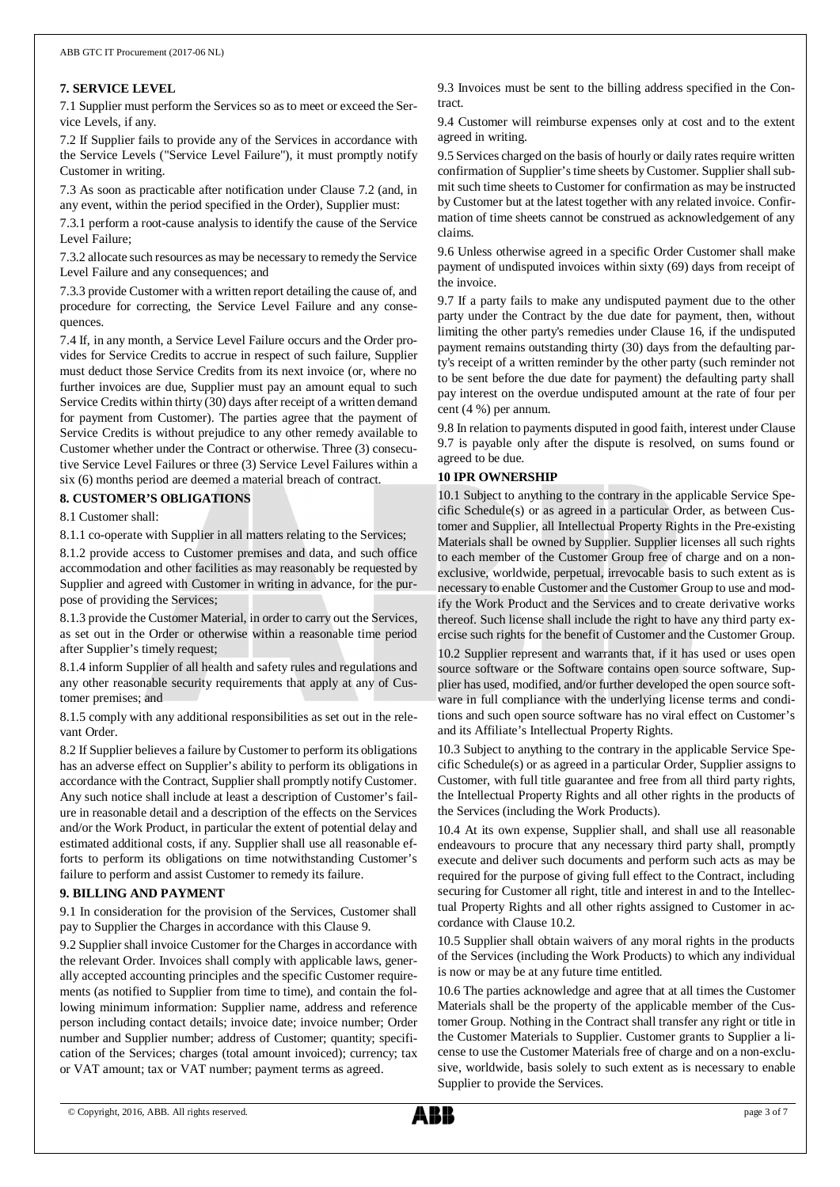## 7. SERVICE LEVEL

7.1 Supplier must perform the Services so as to meet or exceed the Service Levels, if any.

7.2 If Supplier fails to provide any of the Services in accordance with the Service Levels ("Service Level Failure"), it must promptly notify Customer in writing.

7.3 As soon as practicable after notification under Clause 7.2 (and, in any event, within the period specified in the Order), Supplier must:

7.3.1 perform a root-cause analysis to identify the cause of the Service Level Failure;

7.3.2 allocate such resources as may be necessary to remedy the Service Level Failure and any consequences; and

7.3.3 provide Customer with a written report detailing the cause of, and procedure for correcting, the Service Level Failure and any consequences.

7.4 If, in any month, a Service Level Failure occurs and the Order provides for Service Credits to accrue in respect of such failure, Supplier must deduct those Service Credits from its next invoice (or, where no further invoices are due, Supplier must pay an amount equal to such Service Credits within thirty (30) days after receipt of a written demand for payment from Customer). The parties agree that the payment of Service Credits is without prejudice to any other remedy available to Customer whether under the Contract or otherwise. Three (3) consecutive Service Level Failures or three (3) Service Level Failures within a six (6) months period are deemed a material breach of contract.

## 8. CUSTOMER'S OBLIGATIONS

8.1 Customer shall:

8.1.1 co-operate with Supplier in all matters relating to the Services;

8.1.2 provide access to Customer premises and data, and such office accommodation and other facilities as may reasonably be requested by Supplier and agreed with Customer in writing in advance, for the purpose of providing the Services;

8.1.3 provide the Customer Material, in order to carry out the Services, as set out in the Order or otherwise within a reasonable time period after Supplier's timely request;

8.1.4 inform Supplier of all health and safety rules and regulations and any other reasonable security requirements that apply at any of Customer premises; and

8.1.5 comply with any additional responsibilities as set out in the relevant Order.

8.2 If Supplier believes a failure by Customer to perform its obligations has an adverse effect on Supplier's ability to perform its obligations in accordance with the Contract, Supplier shall promptly notify Customer. Any such notice shall include at least a description of Customer's failure in reasonable detail and a description of the effects on the Services and/or the Work Product, in particular the extent of potential delay and estimated additional costs, if any. Supplier shall use all reasonable efforts to perform its obligations on time notwithstanding Customer's failure to perform and assist Customer to remedy its failure.

## 9. BILLING AND PAYMENT

9.1 In consideration for the provision of the Services, Customer shall pay to Supplier the Charges in accordance with this Clause 9.

9.2 Supplier shall invoice Customer for the Charges in accordance with the relevant Order. Invoices shall comply with applicable laws, generally accepted accounting principles and the specific Customer requirements (as notified to Supplier from time to time), and contain the following minimum information: Supplier name, address and reference person including contact details; invoice date; invoice number; Order number and Supplier number; address of Customer; quantity; specification of the Services; charges (total amount invoiced); currency; tax or VAT amount; tax or VAT number; payment terms as agreed.

9.3 Invoices must be sent to the billing address specified in the Contract.

9.4 Customer will reimburse expenses only at cost and to the extent agreed in writing.

9.5 Services charged on the basis of hourly or daily rates require written confirmation of Supplier's time sheets by Customer. Supplier shall submit such time sheets to Customer for confirmation as may be instructed by Customer but at the latest together with any related invoice. Confirmation of time sheets cannot be construed as acknowledgement of any claims.

9.6 Unless otherwise agreed in a specific Order Customer shall make payment of undisputed invoices within sixty (69) days from receipt of the invoice.

9.7 If a party fails to make any undisputed payment due to the other party under the Contract by the due date for payment, then, without limiting the other party's remedies under Clause 16, if the undisputed payment remains outstanding thirty (30) days from the defaulting party's receipt of a written reminder by the other party (such reminder not to be sent before the due date for payment) the defaulting party shall pay interest on the overdue undisputed amount at the rate of four per cent (4 %) per annum.

9.8 In relation to payments disputed in good faith, interest under Clause 9.7 is payable only after the dispute is resolved, on sums found or agreed to be due.

## 10 IPR OWNERSHIP

10.1 Subject to anything to the contrary in the applicable Service Specific Schedule(s) or as agreed in a particular Order, as between Customer and Supplier, all Intellectual Property Rights in the Pre-existing Materials shall be owned by Supplier. Supplier licenses all such rights to each member of the Customer Group free of charge and on a non-exclusive, worldwide, perpetual, irrevocable basis to such extent as is necessary to enable Customer and the Customer Group to use and modify the Work Product and the Services and to create derivative works thereof. Such license shall include the right to have any third party exercise such rights for the benefit of Customer and the Customer Group.

10.2 Supplier represent and warrants that, if it has used or uses open source software or the Software contains open source software, Supplier has used, modified, and/or further developed the open source software in full compliance with the underlying license terms and conditions and such open source software has no viral effect on Customer's and its Affiliate's Intellectual Property Rights.

10.3 Subject to anything to the contrary in the applicable Service Specific Schedule(s) or as agreed in a particular Order, Supplier assigns to Customer, with full title guarantee and free from all third party rights, the Intellectual Property Rights and all other rights in the products of the Services (including the Work Products).

10.4 At its own expense, Supplier shall, and shall use all reasonable endeavours to procure that any necessary third party shall, promptly execute and deliver such documents and perform such acts as may be required for the purpose of giving full effect to the Contract, including securing for Customer all right, title and interest in and to the Intellectual Property Rights and all other rights assigned to Customer in accordance with Clause 10.2.

10.5 Supplier shall obtain waivers of any moral rights in the products of the Services (including the Work Products) to which any individual is now or may be at any future time entitled.

10.6 The parties acknowledge and agree that at all times the Customer Materials shall be the property of the applicable member of the Customer Group. Nothing in the Contract shall transfer any right or title in the Customer Materials to Supplier. Customer grants to Supplier a license to use the Customer Materials free of charge and on a non-exclusive, worldwide, basis solely to such extent as is necessary to enable Supplier to provide the Services.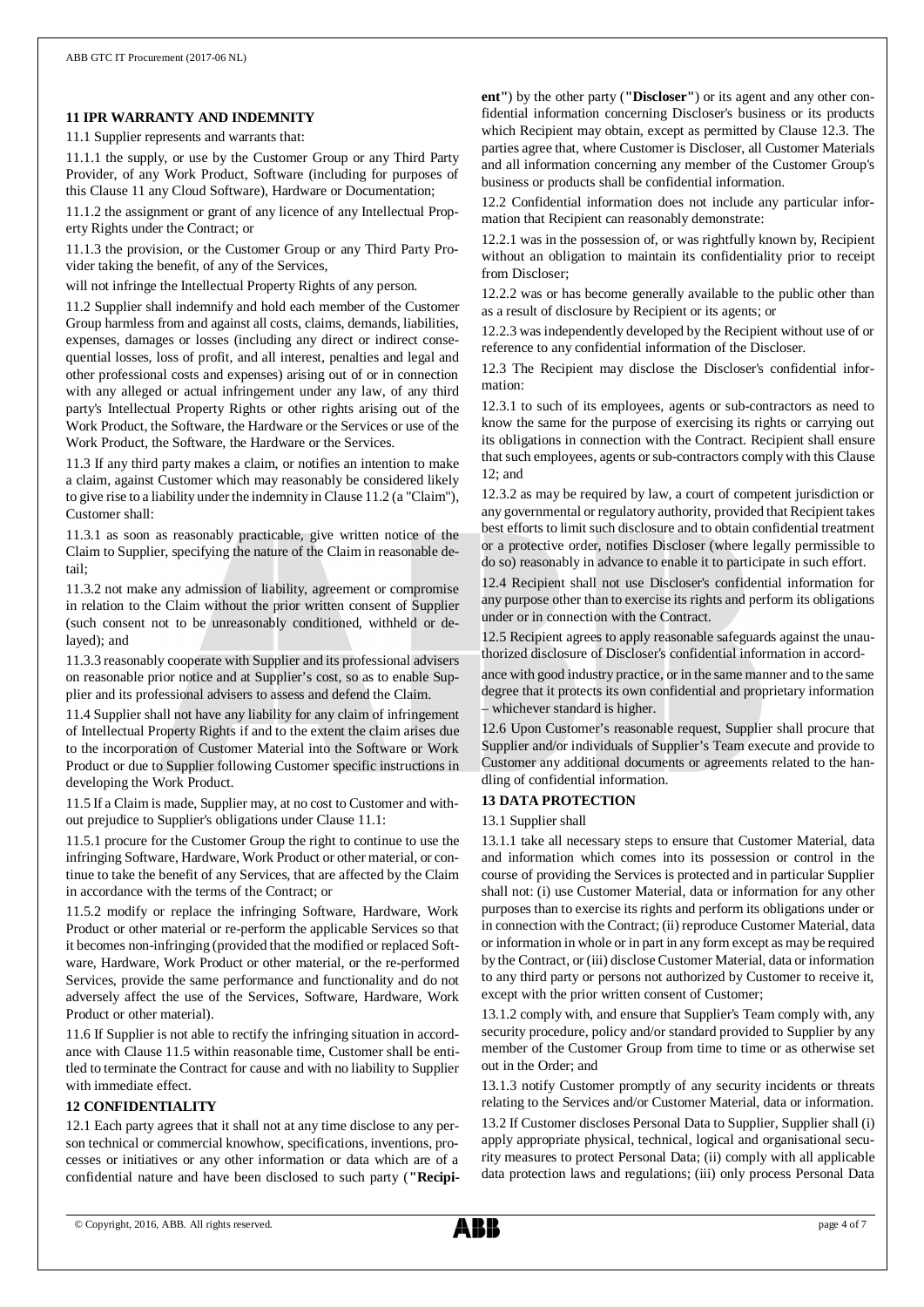## 11 IPR WARRANTY AND INDEMNITY

11.1 Supplier represents and warrants that:

11.1.1 the supply, or use by the Customer Group or any Third Party Provider, of any Work Product, Software (including for purposes of this Clause 11 any Cloud Software), Hardware or Documentation;

11.1.2 the assignment or grant of any licence of any Intellectual Property Rights under the Contract; or

11.1.3 the provision, or the Customer Group or any Third Party Provider taking the benefit, of any of the Services,

will not infringe the Intellectual Property Rights of any person.

11.2 Supplier shall indemnify and hold each member of the Customer Group harmless from and against all costs, claims, demands, liabilities, expenses, damages or losses (including any direct or indirect consequential losses, loss of profit, and all interest, penalties and legal and other professional costs and expenses) arising out of or in connection with any alleged or actual infringement under any law, of any third party's Intellectual Property Rights or other rights arising out of the Work Product, the Software, the Hardware or the Services or use of the Work Product, the Software, the Hardware or the Services.

11.3 If any third party makes a claim, or notifies an intention to make a claim, against Customer which may reasonably be considered likely to give rise to a liability under the indemnity in Clause 11.2 (a "Claim"), Customer shall:

11.3.1 as soon as reasonably practicable, give written notice of the Claim to Supplier, specifying the nature of the Claim in reasonable detail;

11.3.2 not make any admission of liability, agreement or compromise in relation to the Claim without the prior written consent of Supplier (such consent not to be unreasonably conditioned, withheld or delayed); and

11.3.3 reasonably cooperate with Supplier and its professional advisers on reasonable prior notice and at Supplier's cost, so as to enable Supplier and its professional advisers to assess and defend the Claim.

11.4 Supplier shall not have any liability for any claim of infringement of Intellectual Property Rights if and to the extent the claim arises due to the incorporation of Customer Material into the Software or Work Product or due to Supplier following Customer specific instructions in developing the Work Product.

11.5 If a Claim is made, Supplier may, at no cost to Customer and without prejudice to Supplier's obligations under Clause 11.1:

11.5.1 procure for the Customer Group the right to continue to use the infringing Software, Hardware, Work Product or other material, or continue to take the benefit of any Services, that are affected by the Claim in accordance with the terms of the Contract; or

11.5.2 modify or replace the infringing Software, Hardware, Work Product or other material or re-perform the applicable Services so that it becomes non-infringing (provided that the modified or replaced Software, Hardware, Work Product or other material, or the re-performed Services, provide the same performance and functionality and do not adversely affect the use of the Services, Software, Hardware, Work Product or other material).

11.6 If Supplier is not able to rectify the infringing situation in accordance with Clause 11.5 within reasonable time, Customer shall be entitled to terminate the Contract for cause and with no liability to Supplier with immediate effect.

## 12 CONFIDENTIALITY

12.1 Each party agrees that it shall not at any time disclose to any person technical or commercial knowhow, specifications, inventions, processes or initiatives or any other information or data which are of a confidential nature and have been disclosed to such party (**"Recipient"**) by the other party (**"Discloser"**) or its agent and any other confidential information concerning Discloser's business or its products which Recipient may obtain, except as permitted by Clause 12.3. The parties agree that, where Customer is Discloser, all Customer Materials and all information concerning any member of the Customer Group's business or products shall be confidential information.

12.2 Confidential information does not include any particular information that Recipient can reasonably demonstrate:

12.2.1 was in the possession of, or was rightfully known by, Recipient without an obligation to maintain its confidentiality prior to receipt from Discloser;

12.2.2 was or has become generally available to the public other than as a result of disclosure by Recipient or its agents; or

12.2.3 was independently developed by the Recipient without use of or reference to any confidential information of the Discloser.

12.3 The Recipient may disclose the Discloser's confidential information:

12.3.1 to such of its employees, agents or sub-contractors as need to know the same for the purpose of exercising its rights or carrying out its obligations in connection with the Contract. Recipient shall ensure that such employees, agents or sub-contractors comply with this Clause 12; and

12.3.2 as may be required by law, a court of competent jurisdiction or any governmental or regulatory authority, provided that Recipient takes best efforts to limit such disclosure and to obtain confidential treatment or a protective order, notifies Discloser (where legally permissible to do so) reasonably in advance to enable it to participate in such effort.

12.4 Recipient shall not use Discloser's confidential information for any purpose other than to exercise its rights and perform its obligations under or in connection with the Contract.

12.5 Recipient agrees to apply reasonable safeguards against the unauthorized disclosure of Discloser's confidential information in accordance with good industry practice, or in the same manner and to the same degree that it protects its own confidential and proprietary information – whichever standard is higher.

12.6 Upon Customer's reasonable request, Supplier shall procure that Supplier and/or individuals of Supplier's Team execute and provide to Customer any additional documents or agreements related to the handling of confidential information.

## 13 DATA PROTECTION

13.1 Supplier shall

13.1.1 take all necessary steps to ensure that Customer Material, data and information which comes into its possession or control in the course of providing the Services is protected and in particular Supplier shall not: (i) use Customer Material, data or information for any other purposes than to exercise its rights and perform its obligations under or in connection with the Contract; (ii) reproduce Customer Material, data or information in whole or in part in any form except as may be required by the Contract, or (iii) disclose Customer Material, data or information to any third party or persons not authorized by Customer to receive it, except with the prior written consent of Customer;

13.1.2 comply with, and ensure that Supplier's Team comply with, any security procedure, policy and/or standard provided to Supplier by any member of the Customer Group from time to time or as otherwise set out in the Order; and

13.1.3 notify Customer promptly of any security incidents or threats relating to the Services and/or Customer Material, data or information.

13.2 If Customer discloses Personal Data to Supplier, Supplier shall (i) apply appropriate physical, technical, logical and organisational security measures to protect Personal Data; (ii) comply with all applicable data protection laws and regulations; (iii) only process Personal Data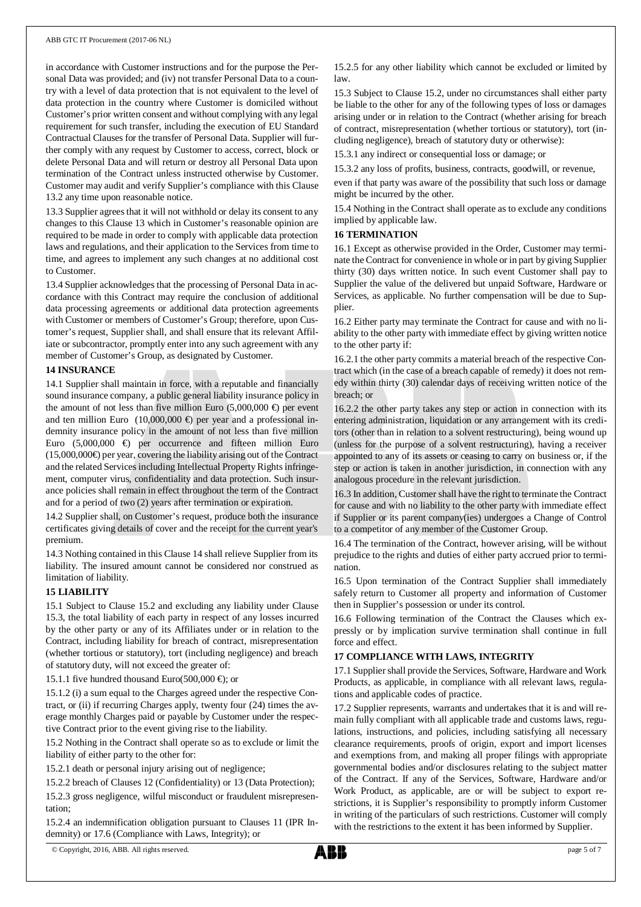in accordance with Customer instructions and for the purpose the Personal Data was provided; and (iv) not transfer Personal Data to a country with a level of data protection that is not equivalent to the level of data protection in the country where Customer is domiciled without Customer's prior written consent and without complying with any legal requirement for such transfer, including the execution of EU Standard Contractual Clauses for the transfer of Personal Data. Supplier will further comply with any request by Customer to access, correct, block or delete Personal Data and will return or destroy all Personal Data upon termination of the Contract unless instructed otherwise by Customer. Customer may audit and verify Supplier's compliance with this Clause 13.2 any time upon reasonable notice.

13.3 Supplier agrees that it will not withhold or delay its consent to any changes to this Clause 13 which in Customer's reasonable opinion are required to be made in order to comply with applicable data protection laws and regulations, and their application to the Services from time to time, and agrees to implement any such changes at no additional cost to Customer.

13.4 Supplier acknowledges that the processing of Personal Data in accordance with this Contract may require the conclusion of additional data processing agreements or additional data protection agreements with Customer or members of Customer's Group; therefore, upon Customer's request, Supplier shall, and shall ensure that its relevant Affiliate or subcontractor, promptly enter into any such agreement with any member of Customer's Group, as designated by Customer.

**14 INSURANCE**

14.1 Supplier shall maintain in force, with a reputable and financially sound insurance company, a public general liability insurance policy in the amount of not less than five million Euro (5,000,000 €) per event and ten million Euro (10,000,000 €) per year and a professional indemnity insurance policy in the amount of not less than five million Euro (5,000,000 €) per occurrence and fifteen million Euro (15,000,000€) per year, covering the liability arising out of the Contract and the related Services including Intellectual Property Rights infringement, computer virus, confidentiality and data protection. Such insurance policies shall remain in effect throughout the term of the Contract and for a period of two (2) years after termination or expiration.

14.2 Supplier shall, on Customer's request, produce both the insurance certificates giving details of cover and the receipt for the current year's premium.

14.3 Nothing contained in this Clause 14 shall relieve Supplier from its liability. The insured amount cannot be considered nor construed as limitation of liability.

**15 LIABILITY**

15.1 Subject to Clause 15.2 and excluding any liability under Clause 15.3, the total liability of each party in respect of any losses incurred by the other party or any of its Affiliates under or in relation to the Contract, including liability for breach of contract, misrepresentation (whether tortious or statutory), tort (including negligence) and breach of statutory duty, will not exceed the greater of:

15.1.1 five hundred thousand Euro(500,000 €); or

15.1.2 (i) a sum equal to the Charges agreed under the respective Contract, or (ii) if recurring Charges apply, twenty four (24) times the average monthly Charges paid or payable by Customer under the respective Contract prior to the event giving rise to the liability.

15.2 Nothing in the Contract shall operate so as to exclude or limit the liability of either party to the other for:

15.2.1 death or personal injury arising out of negligence;

15.2.2 breach of Clauses 12 (Confidentiality) or 13 (Data Protection);

15.2.3 gross negligence, wilful misconduct or fraudulent misrepresentation;

15.2.4 an indemnification obligation pursuant to Clauses 11 (IPR Indemnity) or 17.6 (Compliance with Laws, Integrity); or

15.2.5 for any other liability which cannot be excluded or limited by law.

15.3 Subject to Clause 15.2, under no circumstances shall either party be liable to the other for any of the following types of loss or damages arising under or in relation to the Contract (whether arising for breach of contract, misrepresentation (whether tortious or statutory), tort (including negligence), breach of statutory duty or otherwise):

15.3.1 any indirect or consequential loss or damage; or

15.3.2 any loss of profits, business, contracts, goodwill, or revenue,

even if that party was aware of the possibility that such loss or damage might be incurred by the other.

15.4 Nothing in the Contract shall operate as to exclude any conditions implied by applicable law.

**16 TERMINATION**

16.1 Except as otherwise provided in the Order, Customer may terminate the Contract for convenience in whole or in part by giving Supplier thirty (30) days written notice. In such event Customer shall pay to Supplier the value of the delivered but unpaid Software, Hardware or Services, as applicable. No further compensation will be due to Supplier.

16.2 Either party may terminate the Contract for cause and with no liability to the other party with immediate effect by giving written notice to the other party if:

16.2.1 the other party commits a material breach of the respective Contract which (in the case of a breach capable of remedy) it does not remedy within thirty (30) calendar days of receiving written notice of the breach; or

16.2.2 the other party takes any step or action in connection with its entering administration, liquidation or any arrangement with its creditors (other than in relation to a solvent restructuring), being wound up (unless for the purpose of a solvent restructuring), having a receiver appointed to any of its assets or ceasing to carry on business or, if the step or action is taken in another jurisdiction, in connection with any analogous procedure in the relevant jurisdiction.

16.3 In addition, Customer shall have the right to terminate the Contract for cause and with no liability to the other party with immediate effect if Supplier or its parent company(ies) undergoes a Change of Control to a competitor of any member of the Customer Group.

16.4 The termination of the Contract, however arising, will be without prejudice to the rights and duties of either party accrued prior to termination.

16.5 Upon termination of the Contract Supplier shall immediately safely return to Customer all property and information of Customer then in Supplier's possession or under its control.

16.6 Following termination of the Contract the Clauses which expressly or by implication survive termination shall continue in full force and effect.

**17 COMPLIANCE WITH LAWS, INTEGRITY**

17.1 Supplier shall provide the Services, Software, Hardware and Work Products, as applicable, in compliance with all relevant laws, regulations and applicable codes of practice.

17.2 Supplier represents, warrants and undertakes that it is and will remain fully compliant with all applicable trade and customs laws, regulations, instructions, and policies, including satisfying all necessary clearance requirements, proofs of origin, export and import licenses and exemptions from, and making all proper filings with appropriate governmental bodies and/or disclosures relating to the subject matter of the Contract. If any of the Services, Software, Hardware and/or Work Product, as applicable, are or will be subject to export restrictions, it is Supplier's responsibility to promptly inform Customer in writing of the particulars of such restrictions. Customer will comply with the restrictions to the extent it has been informed by Supplier.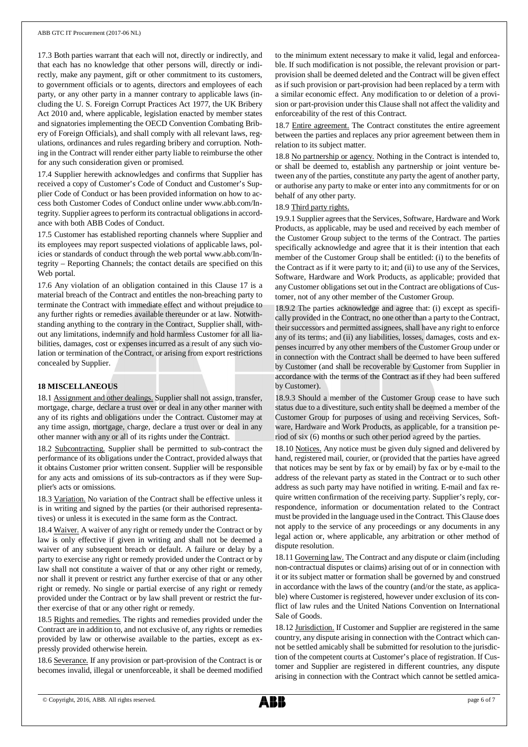17.3 Both parties warrant that each will not, directly or indirectly, and that each has no knowledge that other persons will, directly or indirectly, make any payment, gift or other commitment to its customers, to government officials or to agents, directors and employees of each party, or any other party in a manner contrary to applicable laws (including the U. S. Foreign Corrupt Practices Act 1977, the UK Bribery Act 2010 and, where applicable, legislation enacted by member states and signatories implementing the OECD Convention Combating Bribery of Foreign Officials), and shall comply with all relevant laws, regulations, ordinances and rules regarding bribery and corruption. Nothing in the Contract will render either party liable to reimburse the other for any such consideration given or promised.

17.4 Supplier herewith acknowledges and confirms that Supplier has received a copy of Customer's Code of Conduct and Customer's Supplier Code of Conduct or has been provided information on how to access both Customer Codes of Conduct online under www.abb.com/Integrity. Supplier agrees to perform its contractual obligations in accordance with both ABB Codes of Conduct.

17.5 Customer has established reporting channels where Supplier and its employees may report suspected violations of applicable laws, policies or standards of conduct through the web portal www.abb.com/Integrity – Reporting Channels; the contact details are specified on this Web portal.

17.6 Any violation of an obligation contained in this Clause 17 is a material breach of the Contract and entitles the non-breaching party to terminate the Contract with immediate effect and without prejudice to any further rights or remedies available thereunder or at law. Notwithstanding anything to the contrary in the Contract, Supplier shall, without any limitations, indemnify and hold harmless Customer for all liabilities, damages, cost or expenses incurred as a result of any such violation or termination of the Contract, or arising from export restrictions concealed by Supplier.

## 18 MISCELLANEOUS

18.1 Assignment and other dealings. Supplier shall not assign, transfer, mortgage, charge, declare a trust over or deal in any other manner with any of its rights and obligations under the Contract. Customer may at any time assign, mortgage, charge, declare a trust over or deal in any other manner with any or all of its rights under the Contract.

18.2 Subcontracting. Supplier shall be permitted to sub-contract the performance of its obligations under the Contract, provided always that it obtains Customer prior written consent. Supplier will be responsible for any acts and omissions of its sub-contractors as if they were Supplier's acts or omissions.

18.3 Variation. No variation of the Contract shall be effective unless it is in writing and signed by the parties (or their authorised representatives) or unless it is executed in the same form as the Contract.

18.4 Waiver. A waiver of any right or remedy under the Contract or by law is only effective if given in writing and shall not be deemed a waiver of any subsequent breach or default. A failure or delay by a party to exercise any right or remedy provided under the Contract or by law shall not constitute a waiver of that or any other right or remedy, nor shall it prevent or restrict any further exercise of that or any other right or remedy. No single or partial exercise of any right or remedy provided under the Contract or by law shall prevent or restrict the further exercise of that or any other right or remedy.

18.5 Rights and remedies. The rights and remedies provided under the Contract are in addition to, and not exclusive of, any rights or remedies provided by law or otherwise available to the parties, except as expressly provided otherwise herein.

18.6 Severance. If any provision or part-provision of the Contract is or becomes invalid, illegal or unenforceable, it shall be deemed modified to the minimum extent necessary to make it valid, legal and enforceable. If such modification is not possible, the relevant provision or part-provision shall be deemed deleted and the Contract will be given effect as if such provision or part-provision had been replaced by a term with a similar economic effect. Any modification to or deletion of a provision or part-provision under this Clause shall not affect the validity and enforceability of the rest of this Contract.

18.7 Entire agreement. The Contract constitutes the entire agreement between the parties and replaces any prior agreement between them in relation to its subject matter.

18.8 No partnership or agency. Nothing in the Contract is intended to, or shall be deemed to, establish any partnership or joint venture between any of the parties, constitute any party the agent of another party, or authorise any party to make or enter into any commitments for or on behalf of any other party.

18.9 Third party rights.

19.9.1 Supplier agrees that the Services, Software, Hardware and Work Products, as applicable, may be used and received by each member of the Customer Group subject to the terms of the Contract. The parties specifically acknowledge and agree that it is their intention that each member of the Customer Group shall be entitled: (i) to the benefits of the Contract as if it were party to it; and (ii) to use any of the Services, Software, Hardware and Work Products, as applicable; provided that any Customer obligations set out in the Contract are obligations of Customer, not of any other member of the Customer Group.

18.9.2 The parties acknowledge and agree that: (i) except as specifically provided in the Contract, no one other than a party to the Contract, their successors and permitted assignees, shall have any right to enforce any of its terms; and (ii) any liabilities, losses, damages, costs and expenses incurred by any other members of the Customer Group under or in connection with the Contract shall be deemed to have been suffered by Customer (and shall be recoverable by Customer from Supplier in accordance with the terms of the Contract as if they had been suffered by Customer).

18.9.3 Should a member of the Customer Group cease to have such status due to a divestiture, such entity shall be deemed a member of the Customer Group for purposes of using and receiving Services, Software, Hardware and Work Products, as applicable, for a transition period of six (6) months or such other period agreed by the parties.

18.10 Notices. Any notice must be given duly signed and delivered by hand, registered mail, courier, or (provided that the parties have agreed that notices may be sent by fax or by email) by fax or by e-mail to the address of the relevant party as stated in the Contract or to such other address as such party may have notified in writing. E-mail and fax require written confirmation of the receiving party. Supplier's reply, correspondence, information or documentation related to the Contract must be provided in the language used in the Contract. This Clause does not apply to the service of any proceedings or any documents in any legal action or, where applicable, any arbitration or other method of dispute resolution.

18.11 Governing law. The Contract and any dispute or claim (including non-contractual disputes or claims) arising out of or in connection with it or its subject matter or formation shall be governed by and construed in accordance with the laws of the country (and/or the state, as applicable) where Customer is registered, however under exclusion of its conflict of law rules and the United Nations Convention on International Sale of Goods.

18.12 Jurisdiction. If Customer and Supplier are registered in the same country, any dispute arising in connection with the Contract which cannot be settled amicably shall be submitted for resolution to the jurisdiction of the competent courts at Customer's place of registration. If Customer and Supplier are registered in different countries, any dispute arising in connection with the Contract which cannot be settled amica-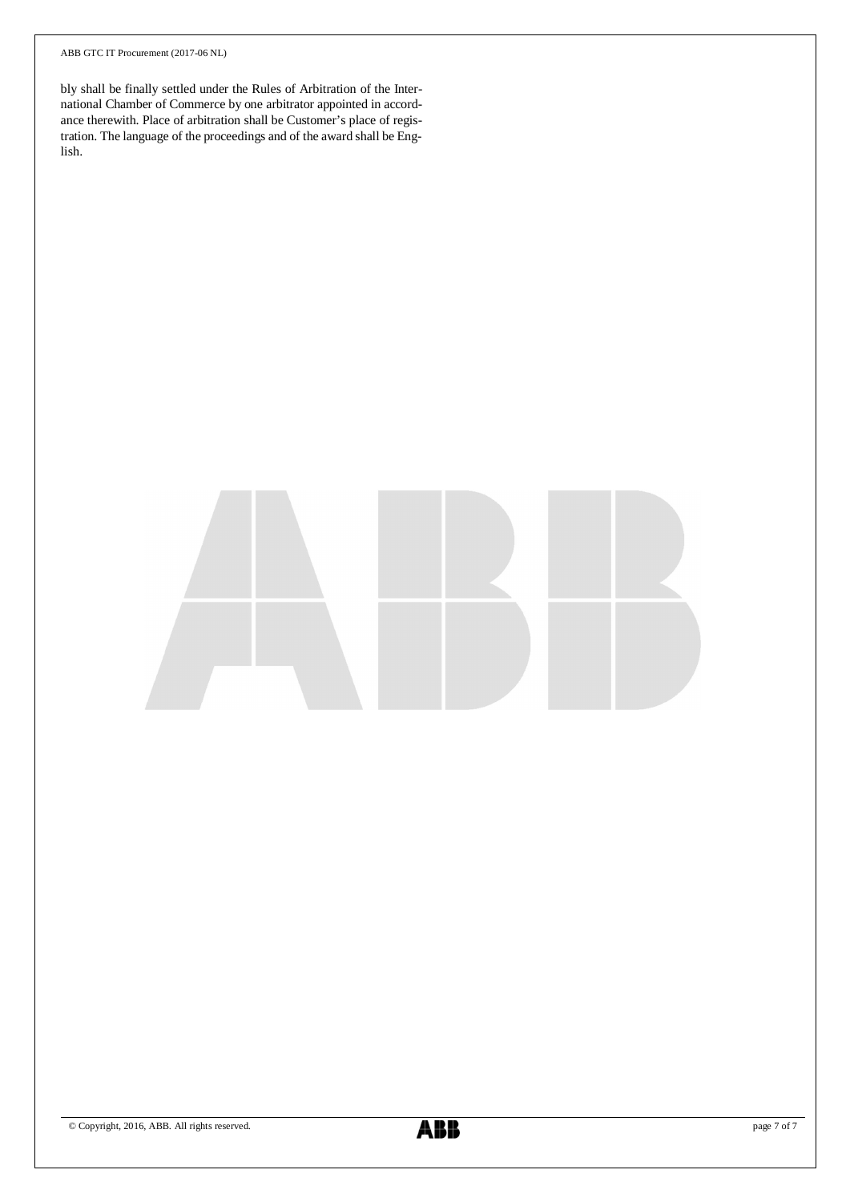bly shall be finally settled under the Rules of Arbitration of the International Chamber of Commerce by one arbitrator appointed in accordance therewith. Place of arbitration shall be Customer's place of registration. The language of the proceedings and of the award shall be English.